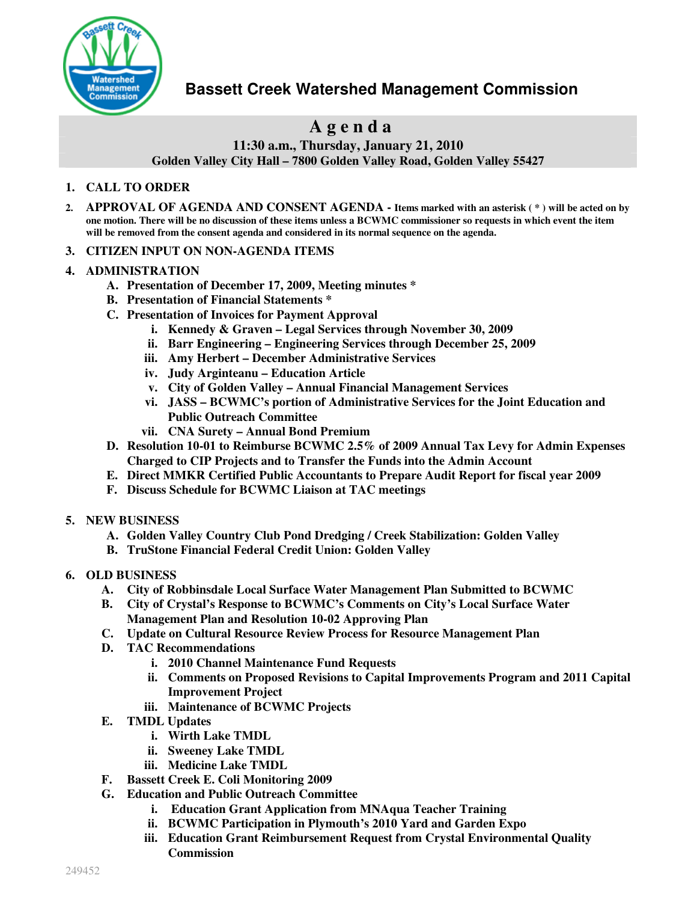# Bassett Creek Watershed Management Commission

## Agenda

**11:30 a.m., Thursday, January 21, 2010**
**Golden Valley City Hall – 7800 Golden Valley Road, Golden Valley 55427**

1. **CALL TO ORDER**
2. **APPROVAL OF AGENDA AND CONSENT AGENDA - Items marked with an asterisk ( * ) will be acted on by one motion. There will be no discussion of these items unless a BCWMC commissioner so requests in which event the item will be removed from the consent agenda and considered in its normal sequence on the agenda.**
3. **CITIZEN INPUT ON NON-AGENDA ITEMS**
4. **ADMINISTRATION**
   - A. Presentation of December 17, 2009, Meeting minutes *
   - B. Presentation of Financial Statements *
   - C. Presentation of Invoices for Payment Approval
     - i. Kennedy & Graven – Legal Services through November 30, 2009
     - ii. Barr Engineering – Engineering Services through December 25, 2009
     - iii. Amy Herbert – December Administrative Services
     - iv. Judy Arginteanu – Education Article
     - v. City of Golden Valley – Annual Financial Management Services
     - vi. JASS – BCWMC's portion of Administrative Services for the Joint Education and Public Outreach Committee
     - vii. CNA Surety – Annual Bond Premium
   - D. Resolution 10-01 to Reimburse BCWMC 2.5% of 2009 Annual Tax Levy for Admin Expenses Charged to CIP Projects and to Transfer the Funds into the Admin Account
   - E. Direct MMKR Certified Public Accountants to Prepare Audit Report for fiscal year 2009
   - F. Discuss Schedule for BCWMC Liaison at TAC meetings
5. **NEW BUSINESS**
   - A. Golden Valley Country Club Pond Dredging / Creek Stabilization: Golden Valley
   - B. TruStone Financial Federal Credit Union: Golden Valley
6. **OLD BUSINESS**
   - A. City of Robbinsdale Local Surface Water Management Plan Submitted to BCWMC
   - B. City of Crystal's Response to BCWMC's Comments on City's Local Surface Water Management Plan and Resolution 10-02 Approving Plan
   - C. Update on Cultural Resource Review Process for Resource Management Plan
   - D. TAC Recommendations
     - i. 2010 Channel Maintenance Fund Requests
     - ii. Comments on Proposed Revisions to Capital Improvements Program and 2011 Capital Improvement Project
     - iii. Maintenance of BCWMC Projects
   - E. TMDL Updates
     - i. Wirth Lake TMDL
     - ii. Sweeney Lake TMDL
     - iii. Medicine Lake TMDL
   - F. Bassett Creek E. Coli Monitoring 2009
   - G. Education and Public Outreach Committee
     - i. Education Grant Application from MNAqua Teacher Training
     - ii. BCWMC Participation in Plymouth's 2010 Yard and Garden Expo
     - iii. Education Grant Reimbursement Request from Crystal Environmental Quality Commission

249452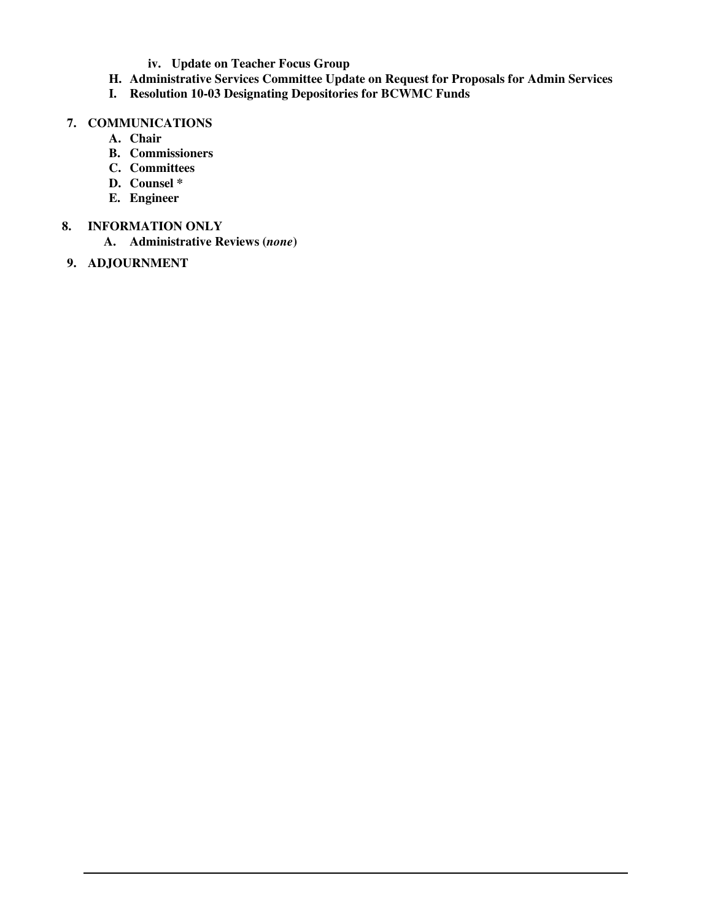- iv. **Update on Teacher Focus Group**
- H. **Administrative Services Committee Update on Request for Proposals for Admin Services**
- I. **Resolution 10-03 Designating Depositories for BCWMC Funds**

**7. COMMUNICATIONS**

- A. **Chair**
- B. **Commissioners**
- C. **Committees**
- D. **Counsel ***
- E. **Engineer**

**8. INFORMATION ONLY**

- A. **Administrative Reviews (*none*)**

**9. ADJOURNMENT**